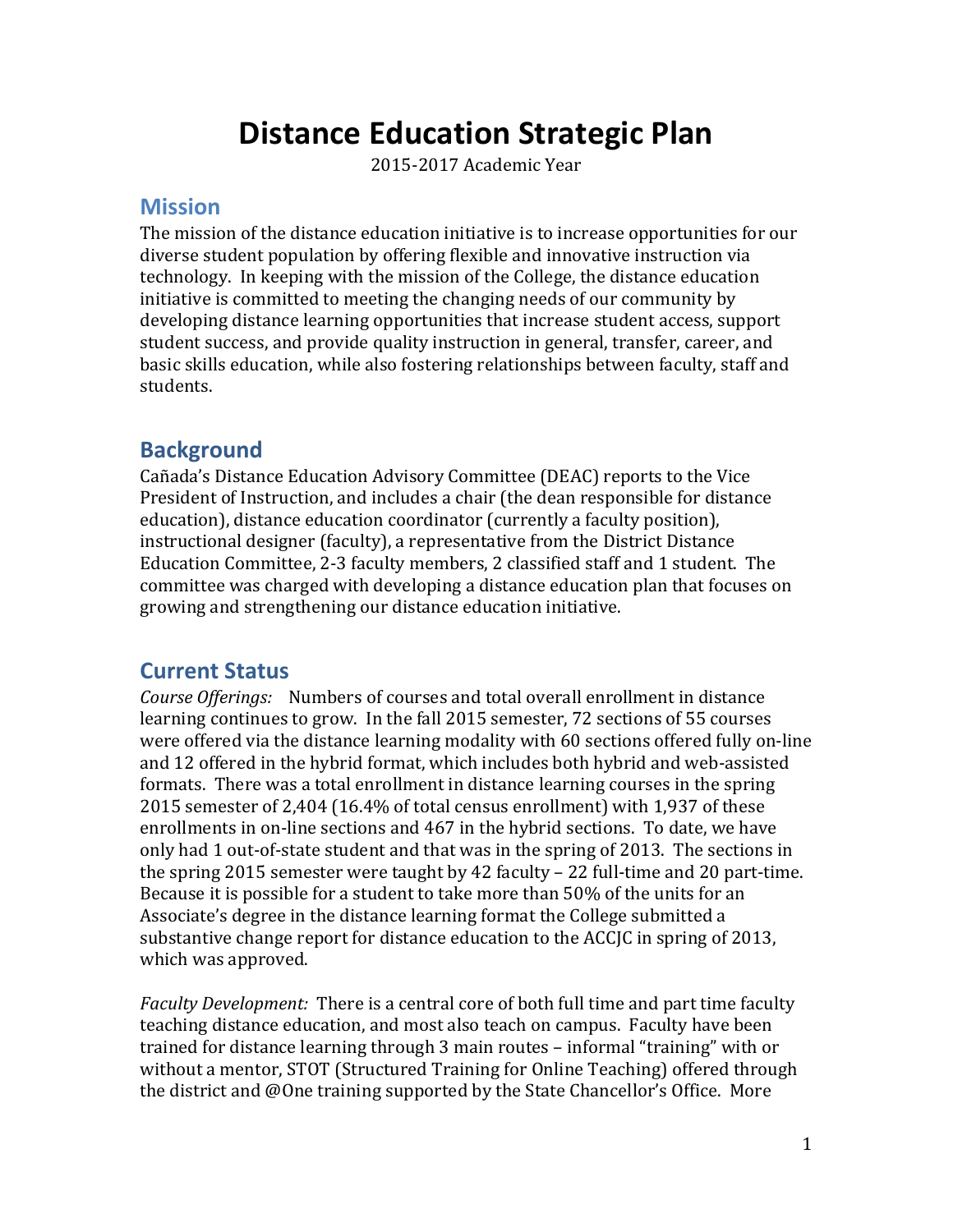# Distance Education Strategic Plan

2015-2017 Academic Year

## Mission

The mission of the distance education initiative is to increase opportunities for our diverse student population by offering flexible and innovative instruction via technology. In keeping with the mission of the College, the distance education initiative is committed to meeting the changing needs of our community by developing distance learning opportunities that increase student access, support student success, and provide quality instruction in general, transfer, career, and basic skills education, while also fostering relationships between faculty, staff and students.

## Background

Cañada's Distance Education Advisory Committee (DEAC) reports to the Vice President of Instruction, and includes a chair (the dean responsible for distance education), distance education coordinator (currently a faculty position), instructional designer (faculty), a representative from the District Distance Education Committee, 2-3 faculty members, 2 classified staff and 1 student. The committee was charged with developing a distance education plan that focuses on growing and strengthening our distance education initiative.

## Current Status

*Course Offerings:* Numbers of courses and total overall enrollment in distance learning continues to grow. In the fall 2015 semester, 72 sections of 55 courses were offered via the distance learning modality with 60 sections offered fully on-line and 12 offered in the hybrid format, which includes both hybrid and web-assisted formats. There was a total enrollment in distance learning courses in the spring 2015 semester of 2,404 (16.4% of total census enrollment) with 1,937 of these enrollments in on-line sections and 467 in the hybrid sections. To date, we have only had 1 out-of-state student and that was in the spring of 2013. The sections in the spring 2015 semester were taught by 42 faculty – 22 full-time and 20 part-time. Because it is possible for a student to take more than 50% of the units for an Associate's degree in the distance learning format the College submitted a substantive change report for distance education to the ACCJC in spring of 2013, which was approved.

*Faculty Development:* There is a central core of both full time and part time faculty teaching distance education, and most also teach on campus. Faculty have been trained for distance learning through 3 main routes – informal "training" with or without a mentor, STOT (Structured Training for Online Teaching) offered through the district and @One training supported by the State Chancellor's Office. More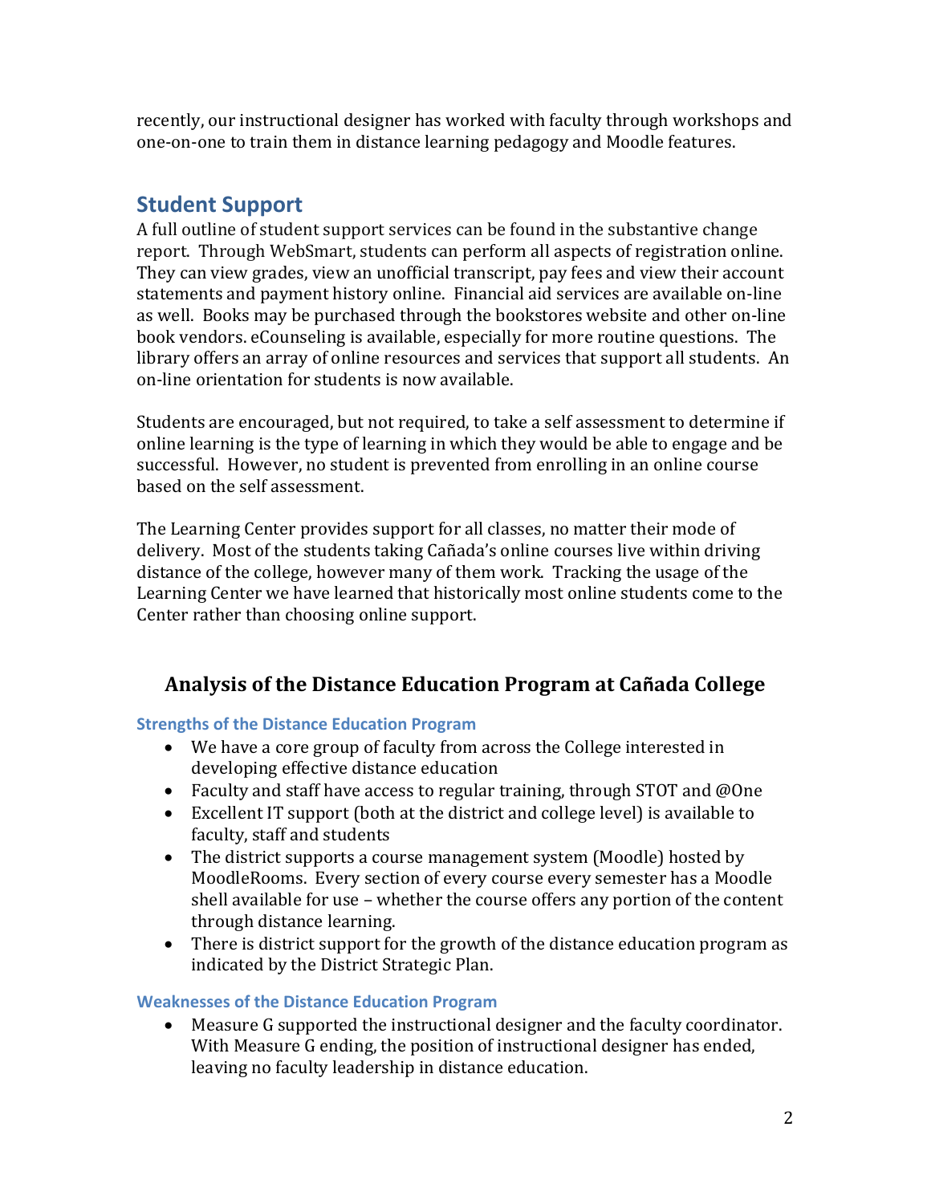recently, our instructional designer has worked with faculty through workshops and one-on-one to train them in distance learning pedagogy and Moodle features.

## Student Support

A full outline of student support services can be found in the substantive change report. Through WebSmart, students can perform all aspects of registration online. They can view grades, view an unofficial transcript, pay fees and view their account statements and payment history online. Financial aid services are available on-line as well. Books may be purchased through the bookstores website and other on-line book vendors. eCounseling is available, especially for more routine questions. The library offers an array of online resources and services that support all students. An on-line orientation for students is now available.

Students are encouraged, but not required, to take a self assessment to determine if online learning is the type of learning in which they would be able to engage and be successful. However, no student is prevented from enrolling in an online course based on the self assessment.

The Learning Center provides support for all classes, no matter their mode of delivery. Most of the students taking Cañada's online courses live within driving distance of the college, however many of them work. Tracking the usage of the Learning Center we have learned that historically most online students come to the Center rather than choosing online support.

# Analysis of the Distance Education Program at Cañada College

### Strengths of the Distance Education Program

- We have a core group of faculty from across the College interested in developing effective distance education
- Faculty and staff have access to regular training, through STOT and @One
- Excellent IT support (both at the district and college level) is available to faculty, staff and students
- The district supports a course management system (Moodle) hosted by MoodleRooms. Every section of every course every semester has a Moodle shell available for use – whether the course offers any portion of the content through distance learning.
- There is district support for the growth of the distance education program as indicated by the District Strategic Plan.

### Weaknesses of the Distance Education Program

- Measure G supported the instructional designer and the faculty coordinator. With Measure G ending, the position of instructional designer has ended, leaving no faculty leadership in distance education.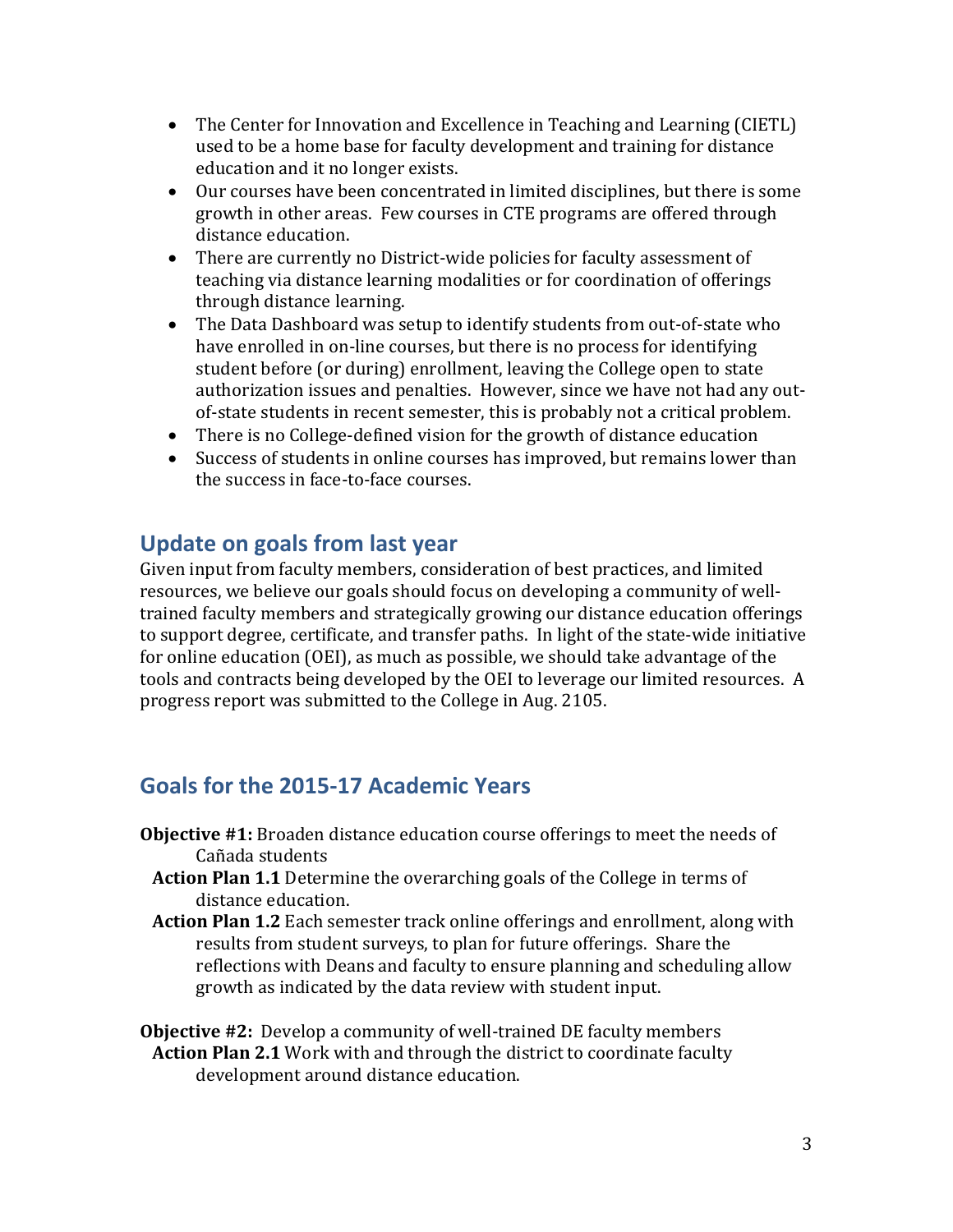- The Center for Innovation and Excellence in Teaching and Learning (CIETL) used to be a home base for faculty development and training for distance education and it no longer exists.
- Our courses have been concentrated in limited disciplines, but there is some growth in other areas. Few courses in CTE programs are offered through distance education.
- There are currently no District-wide policies for faculty assessment of teaching via distance learning modalities or for coordination of offerings through distance learning.
- The Data Dashboard was setup to identify students from out-of-state who have enrolled in on-line courses, but there is no process for identifying student before (or during) enrollment, leaving the College open to state authorization issues and penalties. However, since we have not had any out-of-state students in recent semester, this is probably not a critical problem.
- There is no College-defined vision for the growth of distance education
- Success of students in online courses has improved, but remains lower than the success in face-to-face courses.

## Update on goals from last year

Given input from faculty members, consideration of best practices, and limited resources, we believe our goals should focus on developing a community of well-trained faculty members and strategically growing our distance education offerings to support degree, certificate, and transfer paths. In light of the state-wide initiative for online education (OEI), as much as possible, we should take advantage of the tools and contracts being developed by the OEI to leverage our limited resources. A progress report was submitted to the College in Aug. 2105.

## Goals for the 2015-17 Academic Years

**Objective #1:** Broaden distance education course offerings to meet the needs of Cañada students

**Action Plan 1.1** Determine the overarching goals of the College in terms of distance education.

**Action Plan 1.2** Each semester track online offerings and enrollment, along with results from student surveys, to plan for future offerings. Share the reflections with Deans and faculty to ensure planning and scheduling allow growth as indicated by the data review with student input.

**Objective #2:** Develop a community of well-trained DE faculty members

**Action Plan 2.1** Work with and through the district to coordinate faculty development around distance education.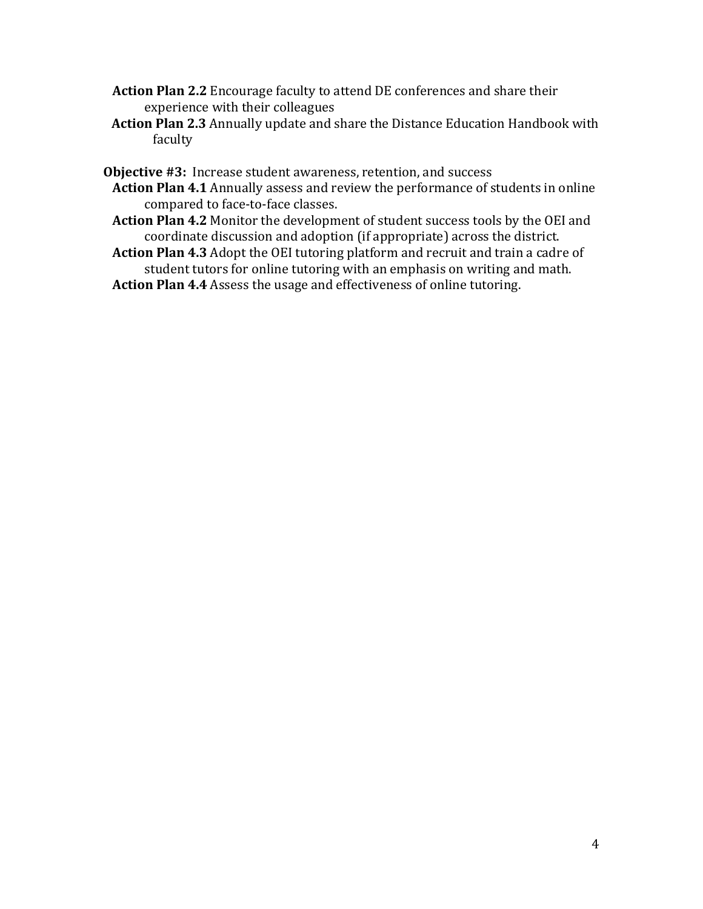**Action Plan 2.2** Encourage faculty to attend DE conferences and share their experience with their colleagues

**Action Plan 2.3** Annually update and share the Distance Education Handbook with faculty

**Objective #3:** Increase student awareness, retention, and success

**Action Plan 4.1** Annually assess and review the performance of students in online compared to face-to-face classes.

**Action Plan 4.2** Monitor the development of student success tools by the OEI and coordinate discussion and adoption (if appropriate) across the district.

**Action Plan 4.3** Adopt the OEI tutoring platform and recruit and train a cadre of student tutors for online tutoring with an emphasis on writing and math.

**Action Plan 4.4** Assess the usage and effectiveness of online tutoring.